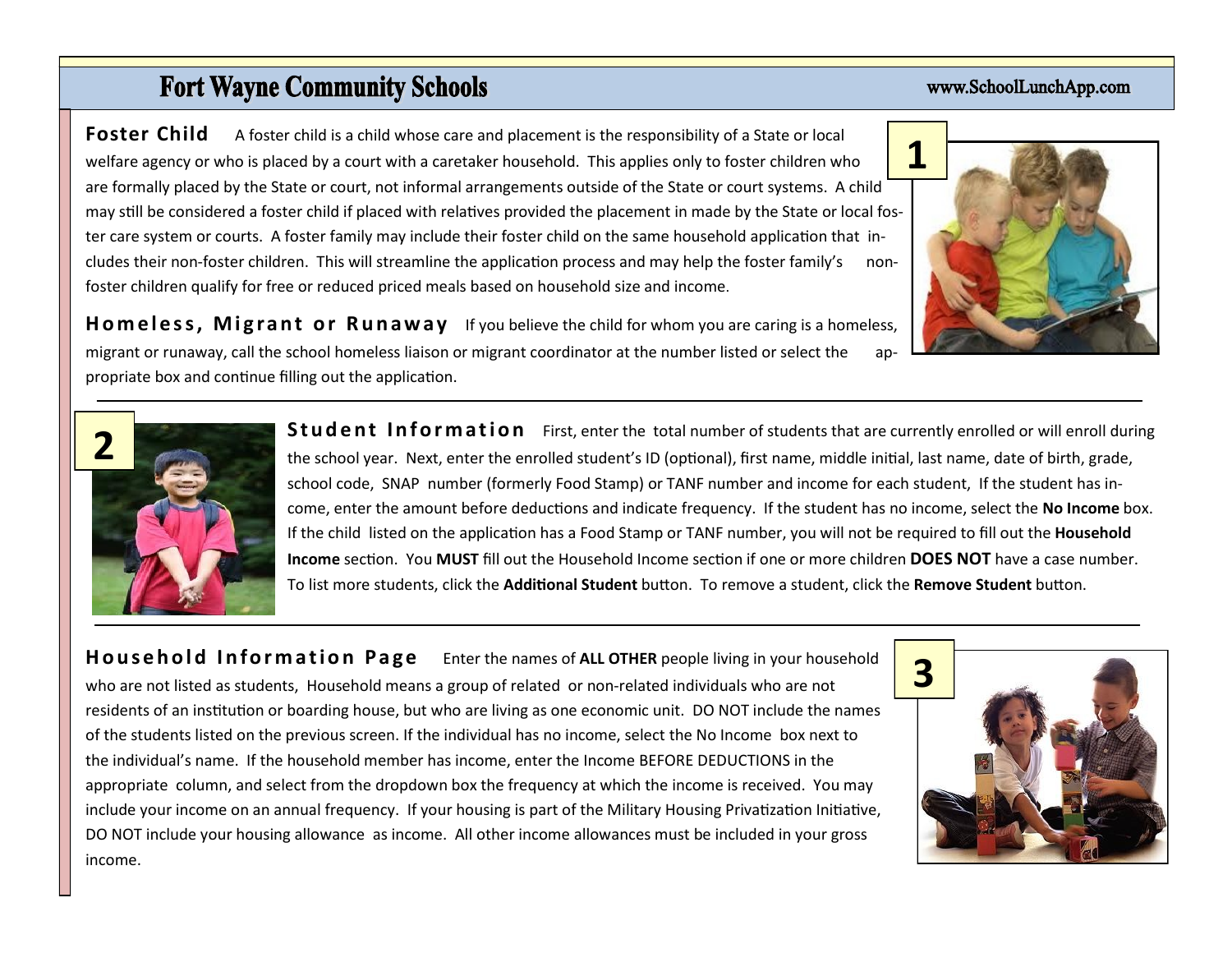# Fort Wayne Community Schools

www.SchoolLunchApp.com

## 1

**Foster Child** A foster child is a child whose care and placement is the responsibility of a State or local welfare agency or who is placed by a court with a caretaker household. This applies only to foster children who are formally placed by the State or court, not informal arrangements outside of the State or court systems. A child may still be considered a foster child if placed with relatives provided the placement in made by the State or local foster care system or courts. A foster family may include their foster child on the same household application that includes their non-foster children. This will streamline the application process and may help the foster family's non-foster children qualify for free or reduced priced meals based on household size and income.

**Homeless, Migrant or Runaway** If you believe the child for whom you are caring is a homeless, migrant or runaway, call the school homeless liaison or migrant coordinator at the number listed or select the appropriate box and continue filling out the application.

## 2

**Student Information** First, enter the total number of students that are currently enrolled or will enroll during the school year. Next, enter the enrolled student's ID (optional), first name, middle initial, last name, date of birth, grade, school code, SNAP number (formerly Food Stamp) or TANF number and income for each student, If the student has income, enter the amount before deductions and indicate frequency. If the student has no income, select the **No Income** box. If the child listed on the application has a Food Stamp or TANF number, you will not be required to fill out the **Household Income** section. You **MUST** fill out the Household Income section if one or more children **DOES NOT** have a case number. To list more students, click the **Additional Student** button. To remove a student, click the **Remove Student** button.

## 3

**Household Information Page** Enter the names of **ALL OTHER** people living in your household who are not listed as students, Household means a group of related or non-related individuals who are not residents of an institution or boarding house, but who are living as one economic unit. DO NOT include the names of the students listed on the previous screen. If the individual has no income, select the No Income box next to the individual's name. If the household member has income, enter the Income BEFORE DEDUCTIONS in the appropriate column, and select from the dropdown box the frequency at which the income is received. You may include your income on an annual frequency. If your housing is part of the Military Housing Privatization Initiative, DO NOT include your housing allowance as income. All other income allowances must be included in your gross income.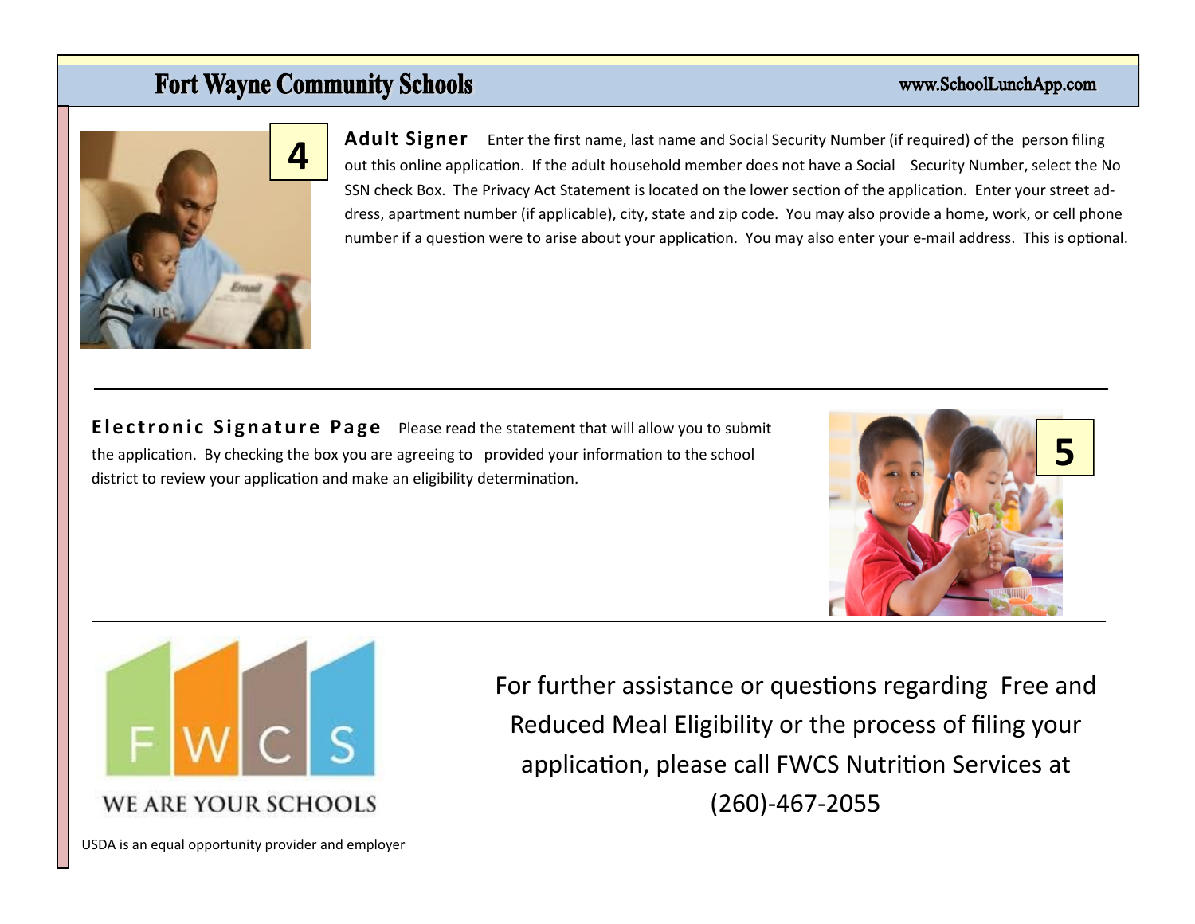**4**

**Adult Signer** Enter the first name, last name and Social Security Number (if required) of the person filing out this online application. If the adult household member does not have a Social Security Number, select the No SSN check Box. The Privacy Act Statement is located on the lower section of the application. Enter your street address, apartment number (if applicable), city, state and zip code. You may also provide a home, work, or cell phone number if a question were to arise about your application. You may also enter your e-mail address. This is optional.

---

**5**

**Electronic Signature Page** Please read the statement that will allow you to submit the application. By checking the box you are agreeing to provided your information to the school district to review your application and make an eligibility determination.

---

FWCS

WE ARE YOUR SCHOOLS

For further assistance or questions regarding Free and Reduced Meal Eligibility or the process of filing your application, please call FWCS Nutrition Services at (260)-467-2055

USDA is an equal opportunity provider and employer